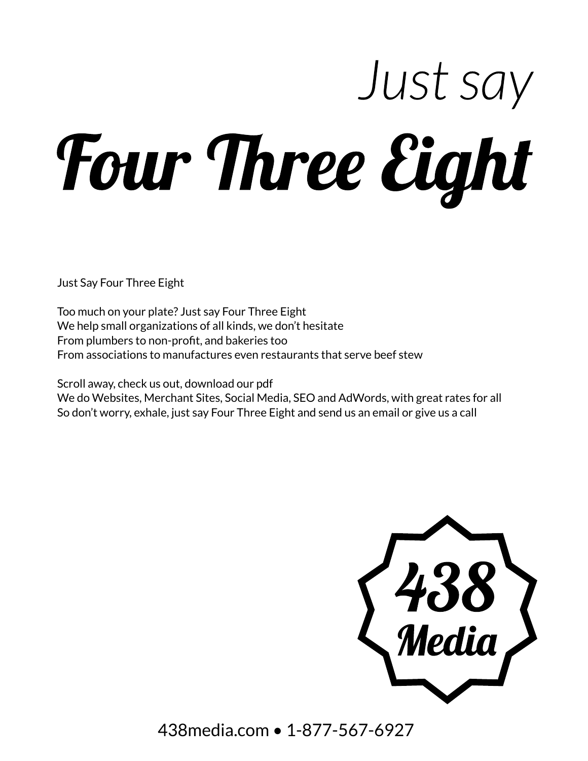# Just say
# Four Three Eight

Just Say Four Three Eight

Too much on your plate? Just say Four Three Eight
We help small organizations of all kinds, we don't hesitate
From plumbers to non-profit, and bakeries too
From associations to manufactures even restaurants that serve beef stew

Scroll away, check us out, download our pdf
We do Websites, Merchant Sites, Social Media, SEO and AdWords, with great rates for all
So don't worry, exhale, just say Four Three Eight and send us an email or give us a call

438
Media

438media.com • 1-877-567-6927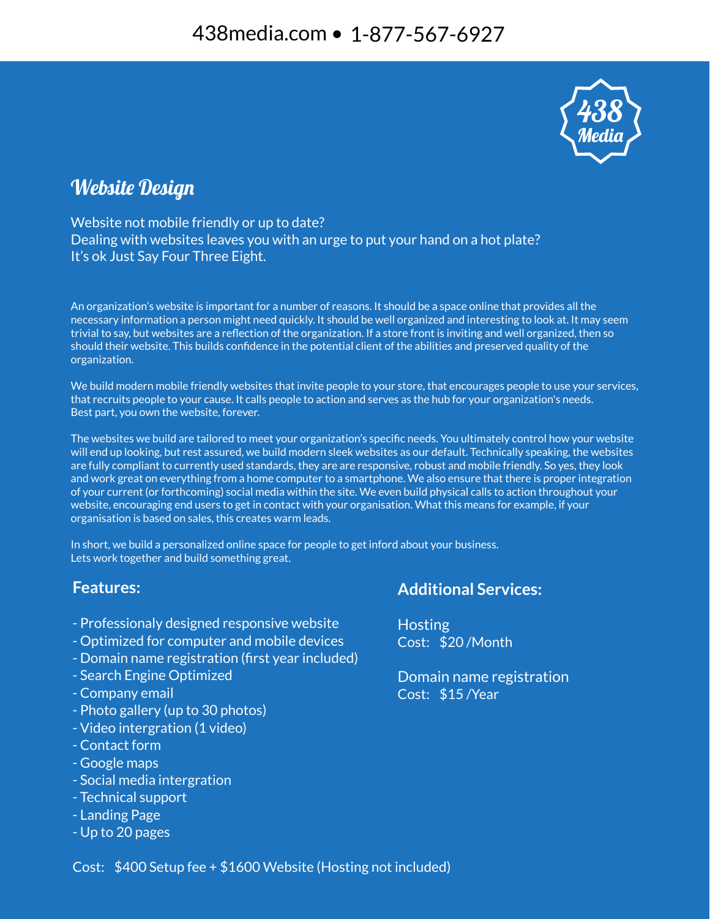438media.com • 1-877-567-6927

438 Media

## Website Design

Website not mobile friendly or up to date?
Dealing with websites leaves you with an urge to put your hand on a hot plate?
It's ok Just Say Four Three Eight.

An organization's website is important for a number of reasons. It should be a space online that provides all the necessary information a person might need quickly. It should be well organized and interesting to look at. It may seem trivial to say, but websites are a reflection of the organization. If a store front is inviting and well organized, then so should their website. This builds confidence in the potential client of the abilities and preserved quality of the organization.

We build modern mobile friendly websites that invite people to your store, that encourages people to use your services, that recruits people to your cause. It calls people to action and serves as the hub for your organization's needs.
Best part, you own the website, forever.

The websites we build are tailored to meet your organization's specific needs. You ultimately control how your website will end up looking, but rest assured, we build modern sleek websites as our default. Technically speaking, the websites are fully compliant to currently used standards, they are are responsive, robust and mobile friendly. So yes, they look and work great on everything from a home computer to a smartphone. We also ensure that there is proper integration of your current (or forthcoming) social media within the site. We even build physical calls to action throughout your website, encouraging end users to get in contact with your organisation. What this means for example, if your organisation is based on sales, this creates warm leads.

In short, we build a personalized online space for people to get inford about your business.
Lets work together and build something great.

### Features:

- Professionaly designed responsive website
- Optimized for computer and mobile devices
- Domain name registration (first year included)
- Search Engine Optimized
- Company email
- Photo gallery (up to 30 photos)
- Video intergration (1 video)
- Contact form
- Google maps
- Social media intergration
- Technical support
- Landing Page
- Up to 20 pages

### Additional Services:

Hosting
Cost: $20 /Month

Domain name registration
Cost: $15 /Year

Cost: $400 Setup fee + $1600 Website (Hosting not included)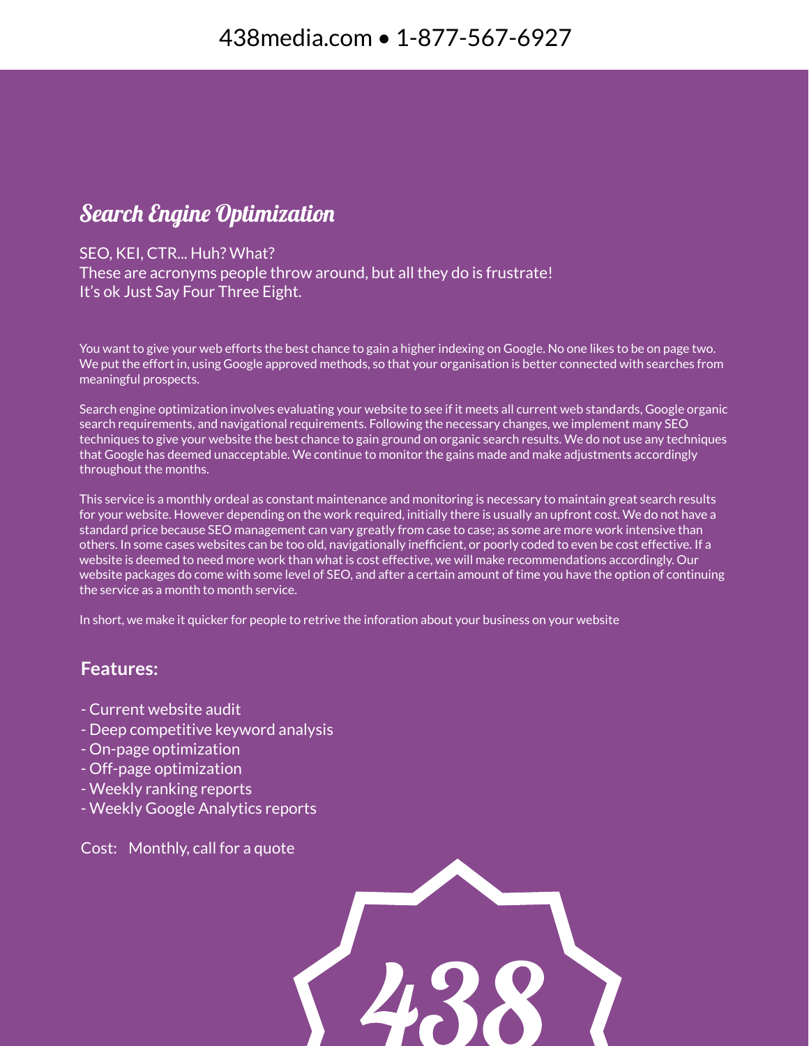# Search Engine Optimization

SEO, KEI, CTR... Huh? What?
These are acronyms people throw around, but all they do is frustrate!
It's ok Just Say Four Three Eight.

You want to give your web efforts the best chance to gain a higher indexing on Google. No one likes to be on page two. We put the effort in, using Google approved methods, so that your organisation is better connected with searches from meaningful prospects.

Search engine optimization involves evaluating your website to see if it meets all current web standards, Google organic search requirements, and navigational requirements. Following the necessary changes, we implement many SEO techniques to give your website the best chance to gain ground on organic search results. We do not use any techniques that Google has deemed unacceptable. We continue to monitor the gains made and make adjustments accordingly throughout the months.

This service is a monthly ordeal as constant maintenance and monitoring is necessary to maintain great search results for your website. However depending on the work required, initially there is usually an upfront cost. We do not have a standard price because SEO management can vary greatly from case to case; as some are more work intensive than others. In some cases websites can be too old, navigationally inefficient, or poorly coded to even be cost effective. If a website is deemed to need more work than what is cost effective, we will make recommendations accordingly. Our website packages do come with some level of SEO, and after a certain amount of time you have the option of continuing the service as a month to month service.

In short, we make it quicker for people to retrive the inforation about your business on your website

**Features:**

- Current website audit
- Deep competitive keyword analysis
- On-page optimization
- Off-page optimization
- Weekly ranking reports
- Weekly Google Analytics reports

Cost: Monthly, call for a quote

438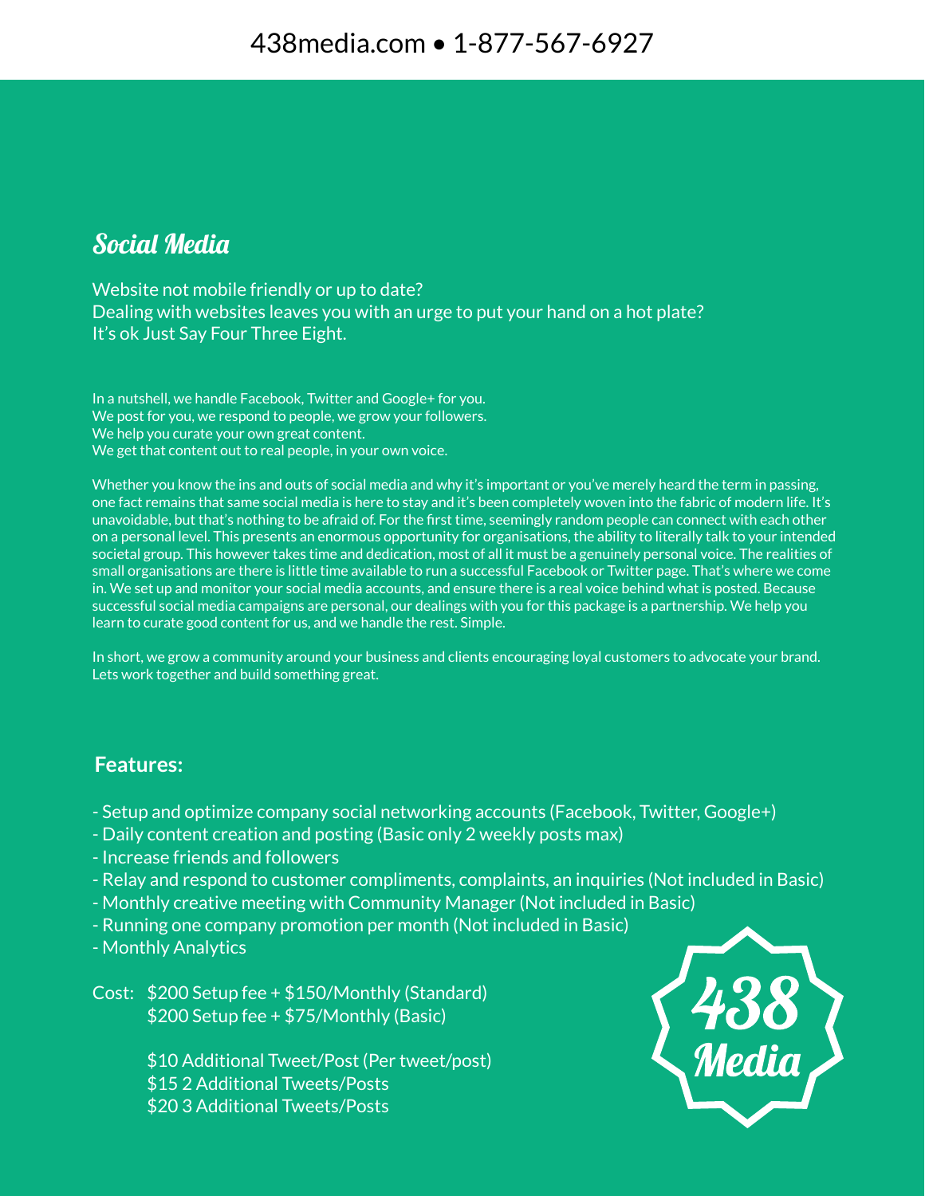438media.com • 1-877-567-6927

## Social Media

Website not mobile friendly or up to date?
Dealing with websites leaves you with an urge to put your hand on a hot plate?
It's ok Just Say Four Three Eight.

In a nutshell, we handle Facebook, Twitter and Google+ for you.
We post for you, we respond to people, we grow your followers.
We help you curate your own great content.
We get that content out to real people, in your own voice.

Whether you know the ins and outs of social media and why it's important or you've merely heard the term in passing, one fact remains that same social media is here to stay and it's been completely woven into the fabric of modern life. It's unavoidable, but that's nothing to be afraid of. For the first time, seemingly random people can connect with each other on a personal level. This presents an enormous opportunity for organisations, the ability to literally talk to your intended societal group. This however takes time and dedication, most of all it must be a genuinely personal voice. The realities of small organisations are there is little time available to run a successful Facebook or Twitter page. That's where we come in. We set up and monitor your social media accounts, and ensure there is a real voice behind what is posted. Because successful social media campaigns are personal, our dealings with you for this package is a partnership. We help you learn to curate good content for us, and we handle the rest. Simple.

In short, we grow a community around your business and clients encouraging loyal customers to advocate your brand. Lets work together and build something great.

**Features:**

- Setup and optimize company social networking accounts (Facebook, Twitter, Google+)
- Daily content creation and posting (Basic only 2 weekly posts max)
- Increase friends and followers
- Relay and respond to customer compliments, complaints, an inquiries (Not included in Basic)
- Monthly creative meeting with Community Manager (Not included in Basic)
- Running one company promotion per month (Not included in Basic)
- Monthly Analytics

Cost: $200 Setup fee + $150/Monthly (Standard)
$200 Setup fee + $75/Monthly (Basic)

$10 Additional Tweet/Post (Per tweet/post)
$15 2 Additional Tweets/Posts
$20 3 Additional Tweets/Posts

438 Media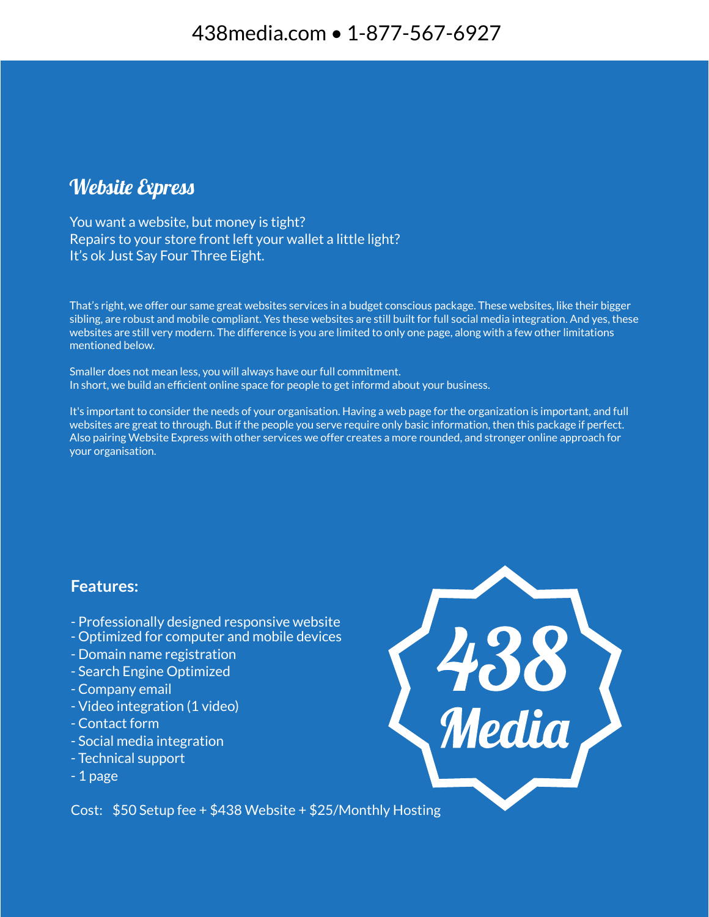438media.com • 1-877-567-6927

## Website Express

You want a website, but money is tight?
Repairs to your store front left your wallet a little light?
It's ok Just Say Four Three Eight.

That's right, we offer our same great websites services in a budget conscious package. These websites, like their bigger sibling, are robust and mobile compliant. Yes these websites are still built for full social media integration. And yes, these websites are still very modern. The difference is you are limited to only one page, along with a few other limitations mentioned below.

Smaller does not mean less, you will always have our full commitment.
In short, we build an efficient online space for people to get informd about your business.

It's important to consider the needs of your organisation. Having a web page for the organization is important, and full websites are great to through. But if the people you serve require only basic information, then this package if perfect. Also pairing Website Express with other services we offer creates a more rounded, and stronger online approach for your organisation.

**Features:**

- Professionally designed responsive website
- Optimized for computer and mobile devices
- Domain name registration
- Search Engine Optimized
- Company email
- Video integration (1 video)
- Contact form
- Social media integration
- Technical support
- 1 page

438 Media

Cost: $50 Setup fee + $438 Website + $25/Monthly Hosting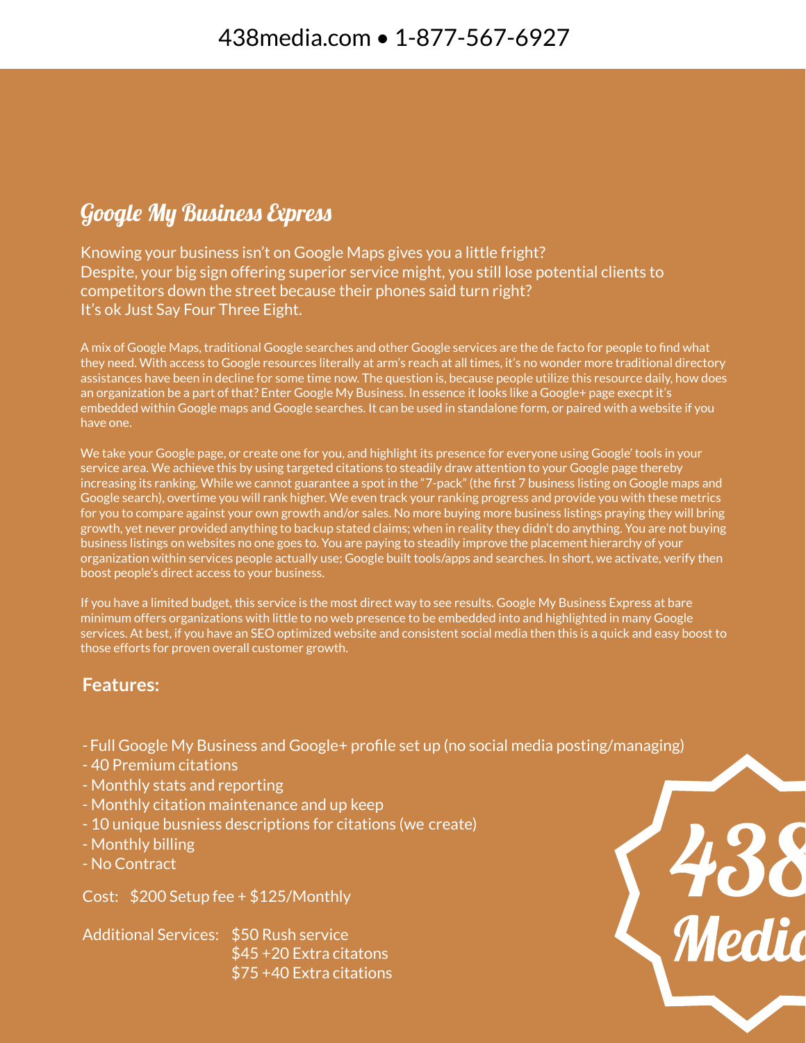## Google My Business Express

Knowing your business isn't on Google Maps gives you a little fright?
Despite, your big sign offering superior service might, you still lose potential clients to competitors down the street because their phones said turn right?
It's ok Just Say Four Three Eight.

A mix of Google Maps, traditional Google searches and other Google services are the de facto for people to find what they need. With access to Google resources literally at arm's reach at all times, it's no wonder more traditional directory assistances have been in decline for some time now. The question is, because people utilize this resource daily, how does an organization be a part of that? Enter Google My Business. In essence it looks like a Google+ page execpt it's embedded within Google maps and Google searches. It can be used in standalone form, or paired with a website if you have one.

We take your Google page, or create one for you, and highlight its presence for everyone using Google' tools in your service area. We achieve this by using targeted citations to steadily draw attention to your Google page thereby increasing its ranking. While we cannot guarantee a spot in the "7-pack" (the first 7 business listing on Google maps and Google search), overtime you will rank higher. We even track your ranking progress and provide you with these metrics for you to compare against your own growth and/or sales. No more buying more business listings praying they will bring growth, yet never provided anything to backup stated claims; when in reality they didn't do anything. You are not buying business listings on websites no one goes to. You are paying to steadily improve the placement hierarchy of your organization within services people actually use; Google built tools/apps and searches. In short, we activate, verify then boost people's direct access to your business.

If you have a limited budget, this service is the most direct way to see results. Google My Business Express at bare minimum offers organizations with little to no web presence to be embedded into and highlighted in many Google services. At best, if you have an SEO optimized website and consistent social media then this is a quick and easy boost to those efforts for proven overall customer growth.

**Features:**

- Full Google My Business and Google+ profile set up (no social media posting/managing)
- 40 Premium citations
- Monthly stats and reporting
- Monthly citation maintenance and up keep
- 10 unique busniess descriptions for citations (we create)
- Monthly billing
- No Contract

Cost: $200 Setup fee + $125/Monthly

Additional Services: $50 Rush service
$45 +20 Extra citatons
$75 +40 Extra citations